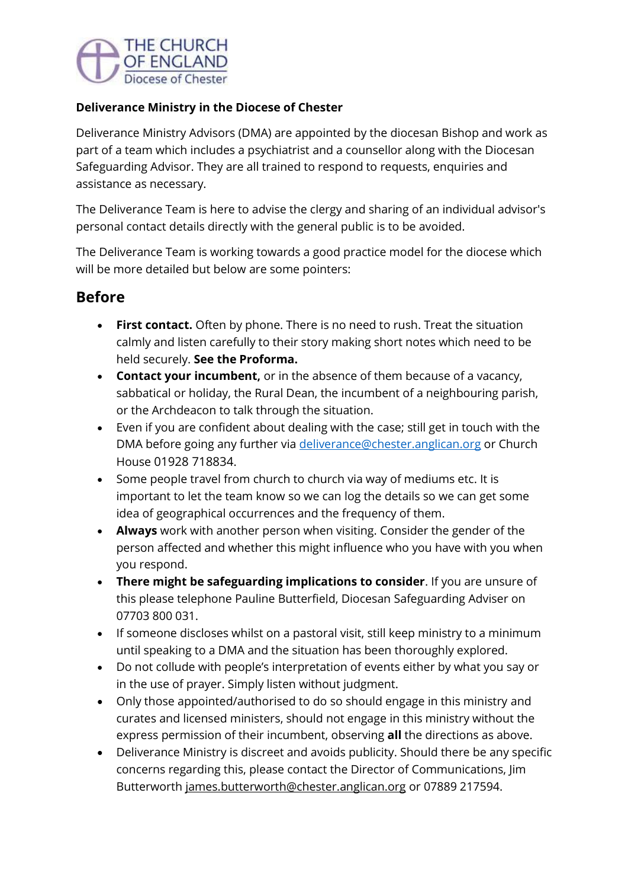THE CHURCH OF ENGLAND
Diocese of Chester

**Deliverance Ministry in the Diocese of Chester**

Deliverance Ministry Advisors (DMA) are appointed by the diocesan Bishop and work as part of a team which includes a psychiatrist and a counsellor along with the Diocesan Safeguarding Advisor. They are all trained to respond to requests, enquiries and assistance as necessary.

The Deliverance Team is here to advise the clergy and sharing of an individual advisor's personal contact details directly with the general public is to be avoided.

The Deliverance Team is working towards a good practice model for the diocese which will be more detailed but below are some pointers:

## Before

- **First contact.** Often by phone. There is no need to rush. Treat the situation calmly and listen carefully to their story making short notes which need to be held securely. **See the Proforma.**
- **Contact your incumbent,** or in the absence of them because of a vacancy, sabbatical or holiday, the Rural Dean, the incumbent of a neighbouring parish, or the Archdeacon to talk through the situation.
- Even if you are confident about dealing with the case; still get in touch with the DMA before going any further via deliverance@chester.anglican.org or Church House 01928 718834.
- Some people travel from church to church via way of mediums etc. It is important to let the team know so we can log the details so we can get some idea of geographical occurrences and the frequency of them.
- **Always** work with another person when visiting. Consider the gender of the person affected and whether this might influence who you have with you when you respond.
- **There might be safeguarding implications to consider**. If you are unsure of this please telephone Pauline Butterfield, Diocesan Safeguarding Adviser on 07703 800 031.
- If someone discloses whilst on a pastoral visit, still keep ministry to a minimum until speaking to a DMA and the situation has been thoroughly explored.
- Do not collude with people's interpretation of events either by what you say or in the use of prayer. Simply listen without judgment.
- Only those appointed/authorised to do so should engage in this ministry and curates and licensed ministers, should not engage in this ministry without the express permission of their incumbent, observing **all** the directions as above.
- Deliverance Ministry is discreet and avoids publicity. Should there be any specific concerns regarding this, please contact the Director of Communications, Jim Butterworth james.butterworth@chester.anglican.org or 07889 217594.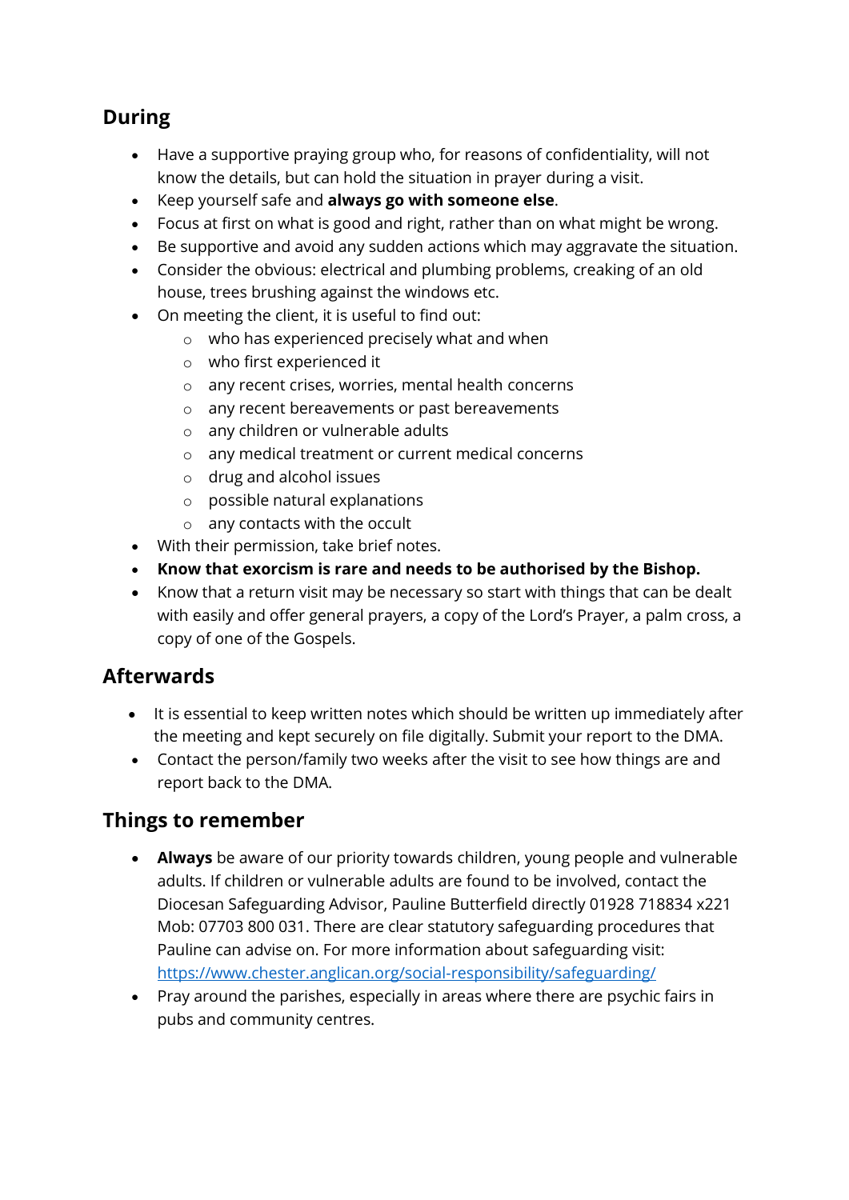## During

- Have a supportive praying group who, for reasons of confidentiality, will not know the details, but can hold the situation in prayer during a visit.
- Keep yourself safe and **always go with someone else**.
- Focus at first on what is good and right, rather than on what might be wrong.
- Be supportive and avoid any sudden actions which may aggravate the situation.
- Consider the obvious: electrical and plumbing problems, creaking of an old house, trees brushing against the windows etc.
- On meeting the client, it is useful to find out:
    - who has experienced precisely what and when
    - who first experienced it
    - any recent crises, worries, mental health concerns
    - any recent bereavements or past bereavements
    - any children or vulnerable adults
    - any medical treatment or current medical concerns
    - drug and alcohol issues
    - possible natural explanations
    - any contacts with the occult
- With their permission, take brief notes.
- **Know that exorcism is rare and needs to be authorised by the Bishop.**
- Know that a return visit may be necessary so start with things that can be dealt with easily and offer general prayers, a copy of the Lord's Prayer, a palm cross, a copy of one of the Gospels.

## Afterwards

- It is essential to keep written notes which should be written up immediately after the meeting and kept securely on file digitally. Submit your report to the DMA.
- Contact the person/family two weeks after the visit to see how things are and report back to the DMA.

## Things to remember

- **Always** be aware of our priority towards children, young people and vulnerable adults. If children or vulnerable adults are found to be involved, contact the Diocesan Safeguarding Advisor, Pauline Butterfield directly 01928 718834 x221 Mob: 07703 800 031. There are clear statutory safeguarding procedures that Pauline can advise on. For more information about safeguarding visit: https://www.chester.anglican.org/social-responsibility/safeguarding/
- Pray around the parishes, especially in areas where there are psychic fairs in pubs and community centres.